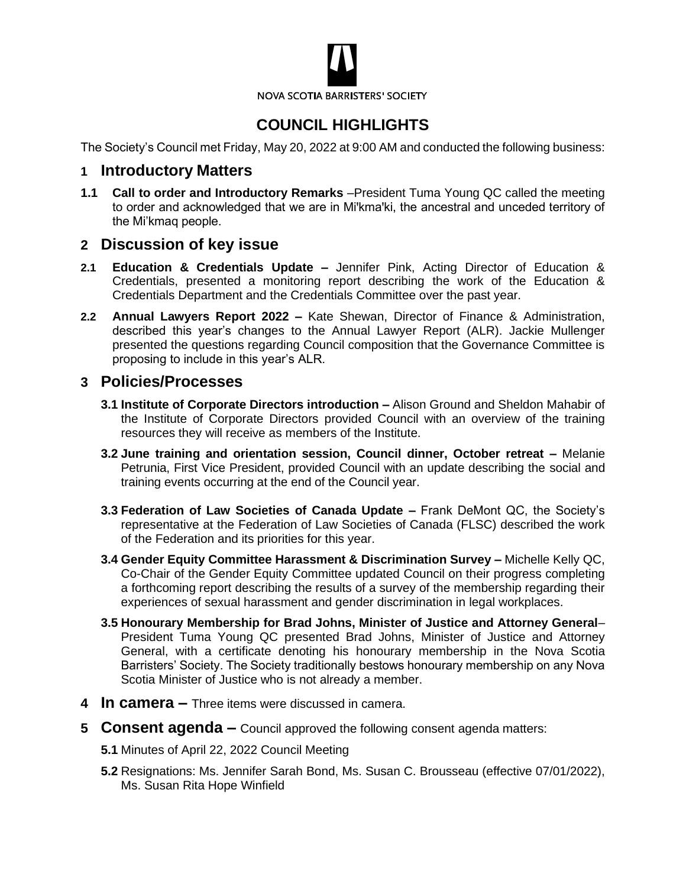NOVA SCOTIA BARRISTERS' SOCIETY

# COUNCIL HIGHLIGHTS

The Society's Council met Friday, May 20, 2022 at 9:00 AM and conducted the following business:

## 1 Introductory Matters

**1.1 Call to order and Introductory Remarks** –President Tuma Young QC called the meeting to order and acknowledged that we are in Mi'kma'ki, the ancestral and unceded territory of the Mi'kmaq people.

## 2 Discussion of key issue

**2.1 Education & Credentials Update –** Jennifer Pink, Acting Director of Education & Credentials, presented a monitoring report describing the work of the Education & Credentials Department and the Credentials Committee over the past year.

**2.2 Annual Lawyers Report 2022 –** Kate Shewan, Director of Finance & Administration, described this year's changes to the Annual Lawyer Report (ALR). Jackie Mullenger presented the questions regarding Council composition that the Governance Committee is proposing to include in this year's ALR.

## 3 Policies/Processes

**3.1 Institute of Corporate Directors introduction –** Alison Ground and Sheldon Mahabir of the Institute of Corporate Directors provided Council with an overview of the training resources they will receive as members of the Institute.

**3.2 June training and orientation session, Council dinner, October retreat –** Melanie Petrunia, First Vice President, provided Council with an update describing the social and training events occurring at the end of the Council year.

**3.3 Federation of Law Societies of Canada Update –** Frank DeMont QC, the Society's representative at the Federation of Law Societies of Canada (FLSC) described the work of the Federation and its priorities for this year.

**3.4 Gender Equity Committee Harassment & Discrimination Survey –** Michelle Kelly QC, Co-Chair of the Gender Equity Committee updated Council on their progress completing a forthcoming report describing the results of a survey of the membership regarding their experiences of sexual harassment and gender discrimination in legal workplaces.

**3.5 Honourary Membership for Brad Johns, Minister of Justice and Attorney General**– President Tuma Young QC presented Brad Johns, Minister of Justice and Attorney General, with a certificate denoting his honourary membership in the Nova Scotia Barristers' Society. The Society traditionally bestows honourary membership on any Nova Scotia Minister of Justice who is not already a member.

## 4 In camera – Three items were discussed in camera.

## 5 Consent agenda – Council approved the following consent agenda matters:

**5.1** Minutes of April 22, 2022 Council Meeting

**5.2** Resignations: Ms. Jennifer Sarah Bond, Ms. Susan C. Brousseau (effective 07/01/2022), Ms. Susan Rita Hope Winfield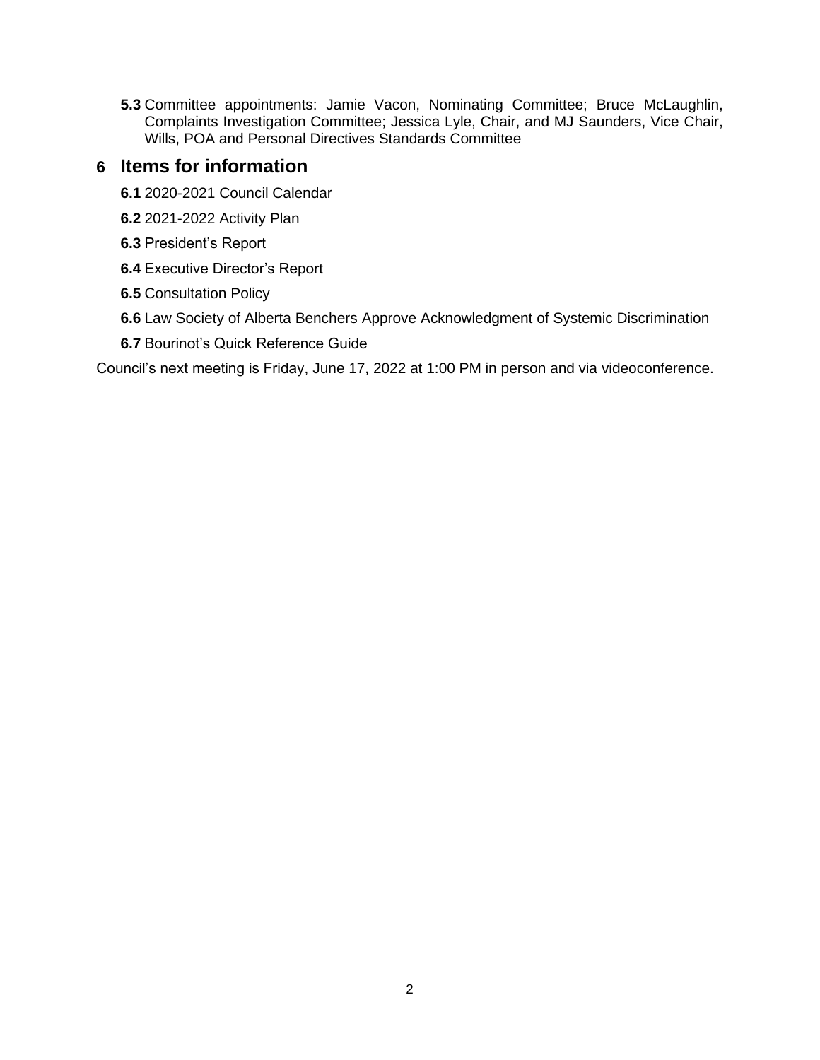**5.3** Committee appointments: Jamie Vacon, Nominating Committee; Bruce McLaughlin, Complaints Investigation Committee; Jessica Lyle, Chair, and MJ Saunders, Vice Chair, Wills, POA and Personal Directives Standards Committee

## 6 Items for information

**6.1** 2020-2021 Council Calendar

**6.2** 2021-2022 Activity Plan

**6.3** President's Report

**6.4** Executive Director's Report

**6.5** Consultation Policy

**6.6** Law Society of Alberta Benchers Approve Acknowledgment of Systemic Discrimination

**6.7** Bourinot's Quick Reference Guide

Council's next meeting is Friday, June 17, 2022 at 1:00 PM in person and via videoconference.